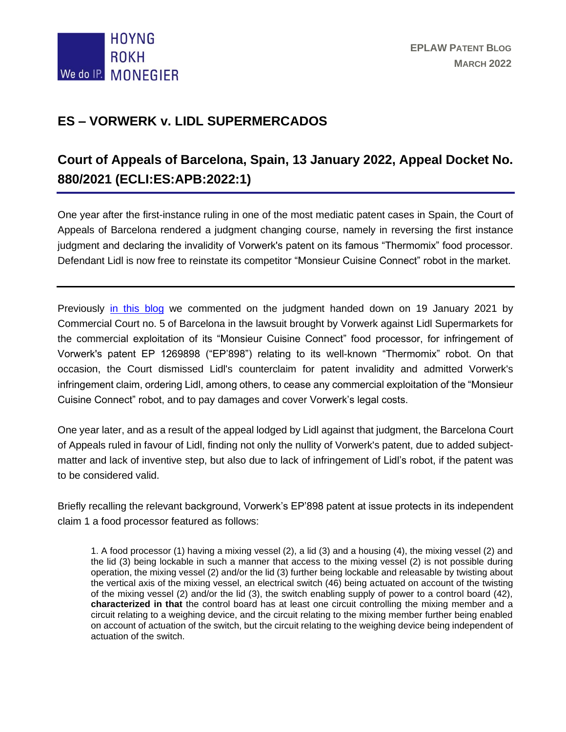# ES – VORWERK v. LIDL SUPERMERCADOS

## Court of Appeals of Barcelona, Spain, 13 January 2022, Appeal Docket No. 880/2021 (ECLI:ES:APB:2022:1)

One year after the first-instance ruling in one of the most mediatic patent cases in Spain, the Court of Appeals of Barcelona rendered a judgment changing course, namely in reversing the first instance judgment and declaring the invalidity of Vorwerk's patent on its famous "Thermomix" food processor. Defendant Lidl is now free to reinstate its competitor "Monsieur Cuisine Connect" robot in the market.

---

Previously in this blog we commented on the judgment handed down on 19 January 2021 by Commercial Court no. 5 of Barcelona in the lawsuit brought by Vorwerk against Lidl Supermarkets for the commercial exploitation of its "Monsieur Cuisine Connect" food processor, for infringement of Vorwerk's patent EP 1269898 ("EP'898") relating to its well-known "Thermomix" robot. On that occasion, the Court dismissed Lidl's counterclaim for patent invalidity and admitted Vorwerk's infringement claim, ordering Lidl, among others, to cease any commercial exploitation of the "Monsieur Cuisine Connect" robot, and to pay damages and cover Vorwerk's legal costs.

One year later, and as a result of the appeal lodged by Lidl against that judgment, the Barcelona Court of Appeals ruled in favour of Lidl, finding not only the nullity of Vorwerk's patent, due to added subject-matter and lack of inventive step, but also due to lack of infringement of Lidl's robot, if the patent was to be considered valid.

Briefly recalling the relevant background, Vorwerk's EP'898 patent at issue protects in its independent claim 1 a food processor featured as follows:

> 1. A food processor (1) having a mixing vessel (2), a lid (3) and a housing (4), the mixing vessel (2) and the lid (3) being lockable in such a manner that access to the mixing vessel (2) is not possible during operation, the mixing vessel (2) and/or the lid (3) further being lockable and releasable by twisting about the vertical axis of the mixing vessel, an electrical switch (46) being actuated on account of the twisting of the mixing vessel (2) and/or the lid (3), the switch enabling supply of power to a control board (42), **characterized in that** the control board has at least one circuit controlling the mixing member and a circuit relating to a weighing device, and the circuit relating to the mixing member further being enabled on account of actuation of the switch, but the circuit relating to the weighing device being independent of actuation of the switch.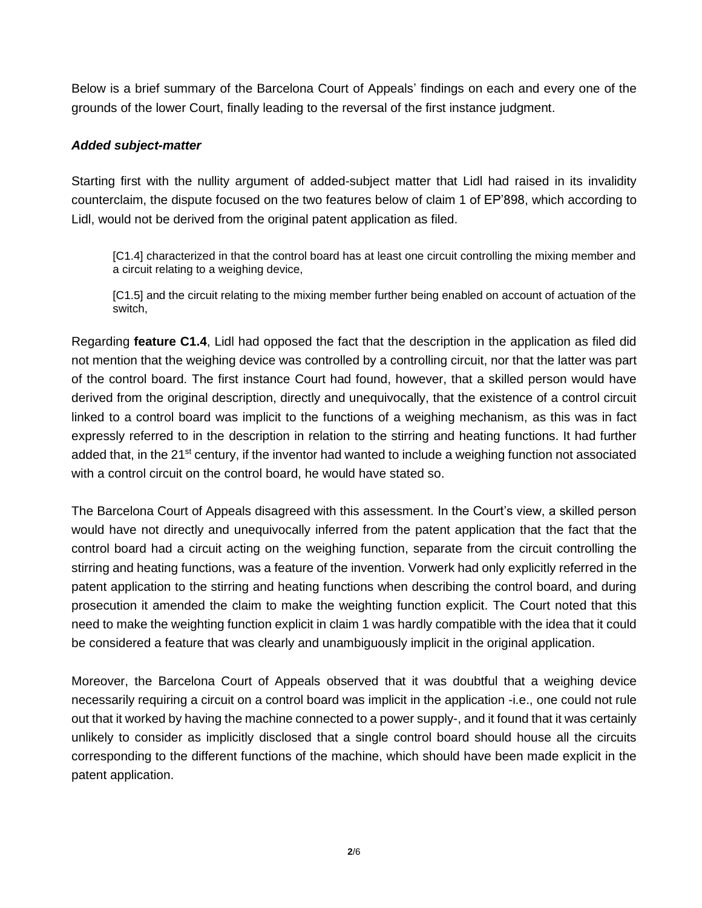Below is a brief summary of the Barcelona Court of Appeals' findings on each and every one of the grounds of the lower Court, finally leading to the reversal of the first instance judgment.

### *Added subject-matter*

Starting first with the nullity argument of added-subject matter that Lidl had raised in its invalidity counterclaim, the dispute focused on the two features below of claim 1 of EP'898, which according to Lidl, would not be derived from the original patent application as filed.

> [C1.4] characterized in that the control board has at least one circuit controlling the mixing member and a circuit relating to a weighing device,
>
> [C1.5] and the circuit relating to the mixing member further being enabled on account of actuation of the switch,

Regarding **feature C1.4**, Lidl had opposed the fact that the description in the application as filed did not mention that the weighing device was controlled by a controlling circuit, nor that the latter was part of the control board. The first instance Court had found, however, that a skilled person would have derived from the original description, directly and unequivocally, that the existence of a control circuit linked to a control board was implicit to the functions of a weighing mechanism, as this was in fact expressly referred to in the description in relation to the stirring and heating functions. It had further added that, in the 21st century, if the inventor had wanted to include a weighing function not associated with a control circuit on the control board, he would have stated so.

The Barcelona Court of Appeals disagreed with this assessment. In the Court's view, a skilled person would have not directly and unequivocally inferred from the patent application that the fact that the control board had a circuit acting on the weighing function, separate from the circuit controlling the stirring and heating functions, was a feature of the invention. Vorwerk had only explicitly referred in the patent application to the stirring and heating functions when describing the control board, and during prosecution it amended the claim to make the weighting function explicit. The Court noted that this need to make the weighting function explicit in claim 1 was hardly compatible with the idea that it could be considered a feature that was clearly and unambiguously implicit in the original application.

Moreover, the Barcelona Court of Appeals observed that it was doubtful that a weighing device necessarily requiring a circuit on a control board was implicit in the application -i.e., one could not rule out that it worked by having the machine connected to a power supply-, and it found that it was certainly unlikely to consider as implicitly disclosed that a single control board should house all the circuits corresponding to the different functions of the machine, which should have been made explicit in the patent application.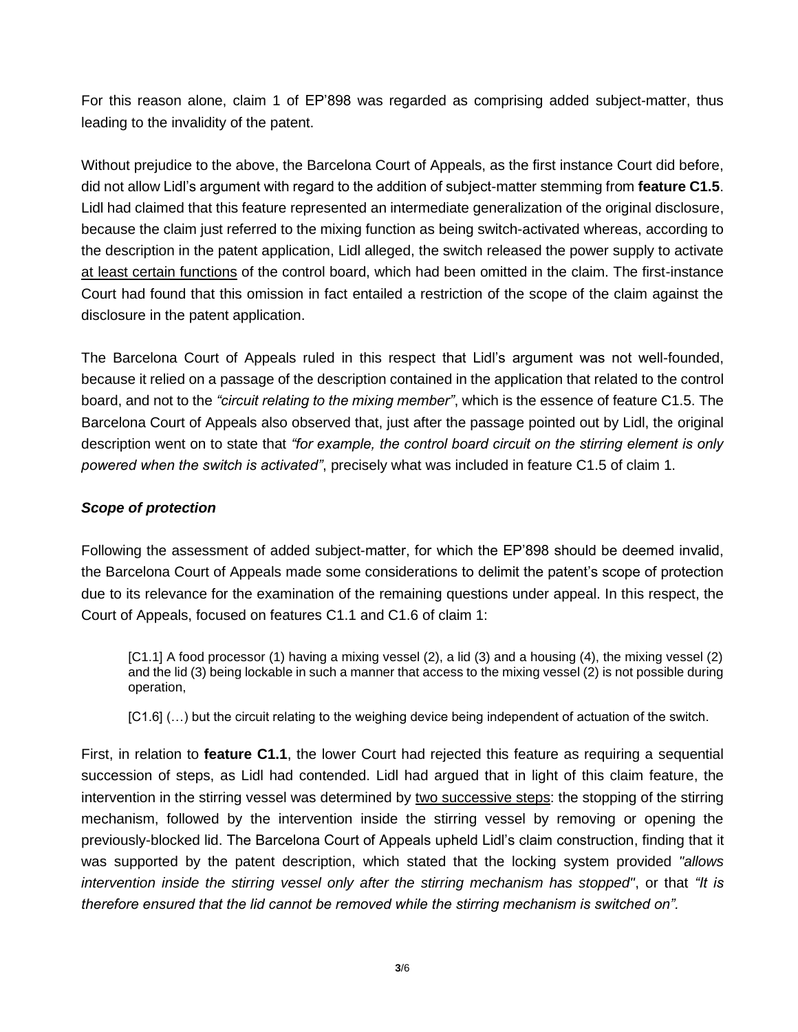For this reason alone, claim 1 of EP'898 was regarded as comprising added subject-matter, thus leading to the invalidity of the patent.

Without prejudice to the above, the Barcelona Court of Appeals, as the first instance Court did before, did not allow Lidl's argument with regard to the addition of subject-matter stemming from **feature C1.5**. Lidl had claimed that this feature represented an intermediate generalization of the original disclosure, because the claim just referred to the mixing function as being switch-activated whereas, according to the description in the patent application, Lidl alleged, the switch released the power supply to activate <u>at least certain functions</u> of the control board, which had been omitted in the claim. The first-instance Court had found that this omission in fact entailed a restriction of the scope of the claim against the disclosure in the patent application.

The Barcelona Court of Appeals ruled in this respect that Lidl's argument was not well-founded, because it relied on a passage of the description contained in the application that related to the control board, and not to the *"circuit relating to the mixing member"*, which is the essence of feature C1.5. The Barcelona Court of Appeals also observed that, just after the passage pointed out by Lidl, the original description went on to state that *"for example, the control board circuit on the stirring element is only powered when the switch is activated"*, precisely what was included in feature C1.5 of claim 1.

***Scope of protection***

Following the assessment of added subject-matter, for which the EP'898 should be deemed invalid, the Barcelona Court of Appeals made some considerations to delimit the patent's scope of protection due to its relevance for the examination of the remaining questions under appeal. In this respect, the Court of Appeals, focused on features C1.1 and C1.6 of claim 1:

> [C1.1] A food processor (1) having a mixing vessel (2), a lid (3) and a housing (4), the mixing vessel (2) and the lid (3) being lockable in such a manner that access to the mixing vessel (2) is not possible during operation,
>
> [C1.6] (…) but the circuit relating to the weighing device being independent of actuation of the switch.

First, in relation to **feature C1.1**, the lower Court had rejected this feature as requiring a sequential succession of steps, as Lidl had contended. Lidl had argued that in light of this claim feature, the intervention in the stirring vessel was determined by <u>two successive steps</u>: the stopping of the stirring mechanism, followed by the intervention inside the stirring vessel by removing or opening the previously-blocked lid. The Barcelona Court of Appeals upheld Lidl's claim construction, finding that it was supported by the patent description, which stated that the locking system provided *"allows intervention inside the stirring vessel only after the stirring mechanism has stopped"*, or that *"It is therefore ensured that the lid cannot be removed while the stirring mechanism is switched on".*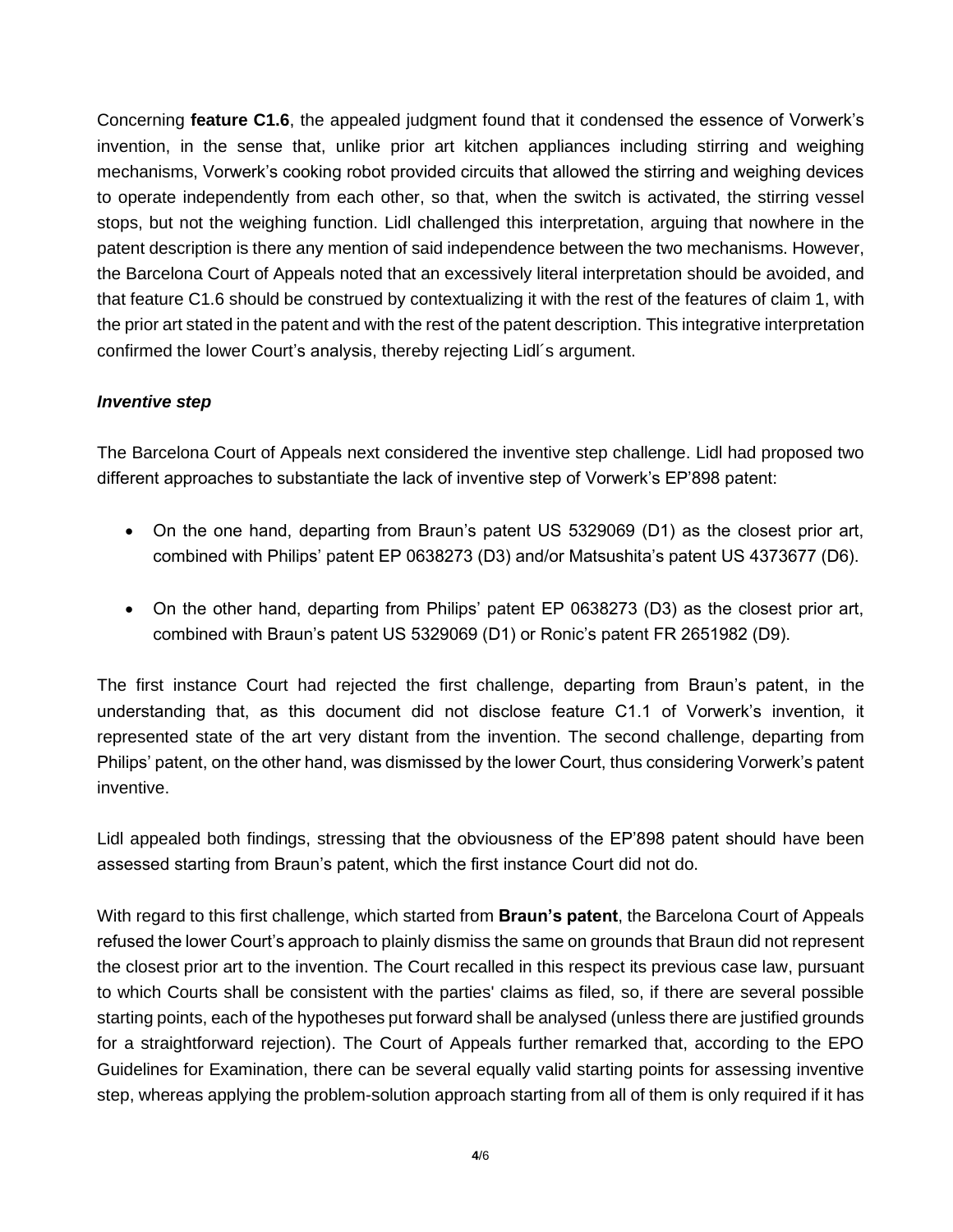Concerning **feature C1.6**, the appealed judgment found that it condensed the essence of Vorwerk's invention, in the sense that, unlike prior art kitchen appliances including stirring and weighing mechanisms, Vorwerk's cooking robot provided circuits that allowed the stirring and weighing devices to operate independently from each other, so that, when the switch is activated, the stirring vessel stops, but not the weighing function. Lidl challenged this interpretation, arguing that nowhere in the patent description is there any mention of said independence between the two mechanisms. However, the Barcelona Court of Appeals noted that an excessively literal interpretation should be avoided, and that feature C1.6 should be construed by contextualizing it with the rest of the features of claim 1, with the prior art stated in the patent and with the rest of the patent description. This integrative interpretation confirmed the lower Court's analysis, thereby rejecting Lidl´s argument.

***Inventive step***

The Barcelona Court of Appeals next considered the inventive step challenge. Lidl had proposed two different approaches to substantiate the lack of inventive step of Vorwerk's EP'898 patent:

- On the one hand, departing from Braun's patent US 5329069 (D1) as the closest prior art, combined with Philips' patent EP 0638273 (D3) and/or Matsushita's patent US 4373677 (D6).
- On the other hand, departing from Philips' patent EP 0638273 (D3) as the closest prior art, combined with Braun's patent US 5329069 (D1) or Ronic's patent FR 2651982 (D9).

The first instance Court had rejected the first challenge, departing from Braun's patent, in the understanding that, as this document did not disclose feature C1.1 of Vorwerk's invention, it represented state of the art very distant from the invention. The second challenge, departing from Philips' patent, on the other hand, was dismissed by the lower Court, thus considering Vorwerk's patent inventive.

Lidl appealed both findings, stressing that the obviousness of the EP'898 patent should have been assessed starting from Braun's patent, which the first instance Court did not do.

With regard to this first challenge, which started from **Braun's patent**, the Barcelona Court of Appeals refused the lower Court's approach to plainly dismiss the same on grounds that Braun did not represent the closest prior art to the invention. The Court recalled in this respect its previous case law, pursuant to which Courts shall be consistent with the parties' claims as filed, so, if there are several possible starting points, each of the hypotheses put forward shall be analysed (unless there are justified grounds for a straightforward rejection). The Court of Appeals further remarked that, according to the EPO Guidelines for Examination, there can be several equally valid starting points for assessing inventive step, whereas applying the problem-solution approach starting from all of them is only required if it has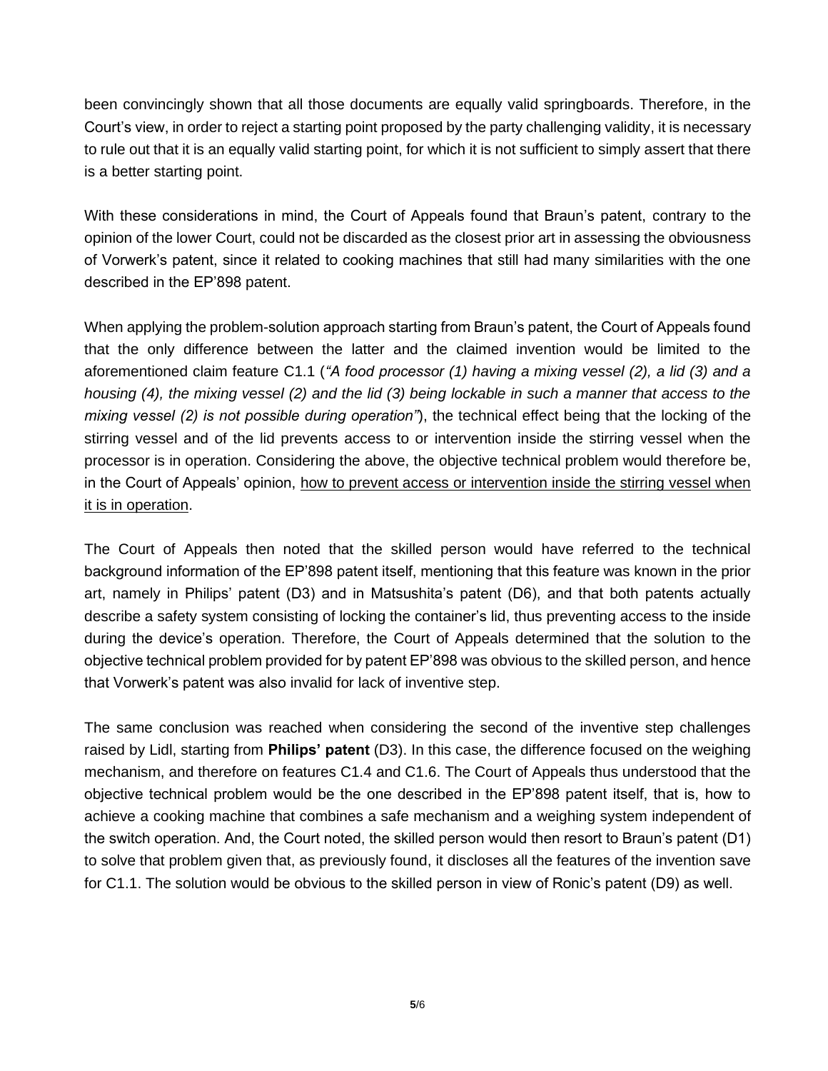been convincingly shown that all those documents are equally valid springboards. Therefore, in the Court's view, in order to reject a starting point proposed by the party challenging validity, it is necessary to rule out that it is an equally valid starting point, for which it is not sufficient to simply assert that there is a better starting point.

With these considerations in mind, the Court of Appeals found that Braun's patent, contrary to the opinion of the lower Court, could not be discarded as the closest prior art in assessing the obviousness of Vorwerk's patent, since it related to cooking machines that still had many similarities with the one described in the EP'898 patent.

When applying the problem-solution approach starting from Braun's patent, the Court of Appeals found that the only difference between the latter and the claimed invention would be limited to the aforementioned claim feature C1.1 (*"A food processor (1) having a mixing vessel (2), a lid (3) and a housing (4), the mixing vessel (2) and the lid (3) being lockable in such a manner that access to the mixing vessel (2) is not possible during operation"*), the technical effect being that the locking of the stirring vessel and of the lid prevents access to or intervention inside the stirring vessel when the processor is in operation. Considering the above, the objective technical problem would therefore be, in the Court of Appeals' opinion, <u>how to prevent access or intervention inside the stirring vessel when it is in operation</u>.

The Court of Appeals then noted that the skilled person would have referred to the technical background information of the EP'898 patent itself, mentioning that this feature was known in the prior art, namely in Philips' patent (D3) and in Matsushita's patent (D6), and that both patents actually describe a safety system consisting of locking the container's lid, thus preventing access to the inside during the device's operation. Therefore, the Court of Appeals determined that the solution to the objective technical problem provided for by patent EP'898 was obvious to the skilled person, and hence that Vorwerk's patent was also invalid for lack of inventive step.

The same conclusion was reached when considering the second of the inventive step challenges raised by Lidl, starting from **Philips' patent** (D3). In this case, the difference focused on the weighing mechanism, and therefore on features C1.4 and C1.6. The Court of Appeals thus understood that the objective technical problem would be the one described in the EP'898 patent itself, that is, how to achieve a cooking machine that combines a safe mechanism and a weighing system independent of the switch operation. And, the Court noted, the skilled person would then resort to Braun's patent (D1) to solve that problem given that, as previously found, it discloses all the features of the invention save for C1.1. The solution would be obvious to the skilled person in view of Ronic's patent (D9) as well.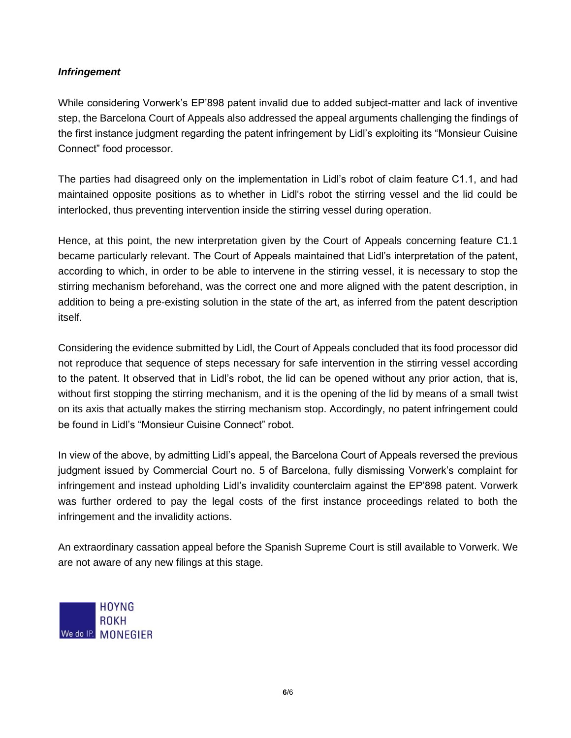***Infringement***

While considering Vorwerk's EP'898 patent invalid due to added subject-matter and lack of inventive step, the Barcelona Court of Appeals also addressed the appeal arguments challenging the findings of the first instance judgment regarding the patent infringement by Lidl's exploiting its "Monsieur Cuisine Connect" food processor.

The parties had disagreed only on the implementation in Lidl's robot of claim feature C1.1, and had maintained opposite positions as to whether in Lidl's robot the stirring vessel and the lid could be interlocked, thus preventing intervention inside the stirring vessel during operation.

Hence, at this point, the new interpretation given by the Court of Appeals concerning feature C1.1 became particularly relevant. The Court of Appeals maintained that Lidl's interpretation of the patent, according to which, in order to be able to intervene in the stirring vessel, it is necessary to stop the stirring mechanism beforehand, was the correct one and more aligned with the patent description, in addition to being a pre-existing solution in the state of the art, as inferred from the patent description itself.

Considering the evidence submitted by Lidl, the Court of Appeals concluded that its food processor did not reproduce that sequence of steps necessary for safe intervention in the stirring vessel according to the patent. It observed that in Lidl's robot, the lid can be opened without any prior action, that is, without first stopping the stirring mechanism, and it is the opening of the lid by means of a small twist on its axis that actually makes the stirring mechanism stop. Accordingly, no patent infringement could be found in Lidl's "Monsieur Cuisine Connect" robot.

In view of the above, by admitting Lidl's appeal, the Barcelona Court of Appeals reversed the previous judgment issued by Commercial Court no. 5 of Barcelona, fully dismissing Vorwerk's complaint for infringement and instead upholding Lidl's invalidity counterclaim against the EP'898 patent. Vorwerk was further ordered to pay the legal costs of the first instance proceedings related to both the infringement and the invalidity actions.

An extraordinary cassation appeal before the Spanish Supreme Court is still available to Vorwerk. We are not aware of any new filings at this stage.

We do IP. HOYNG ROKH MONEGIER